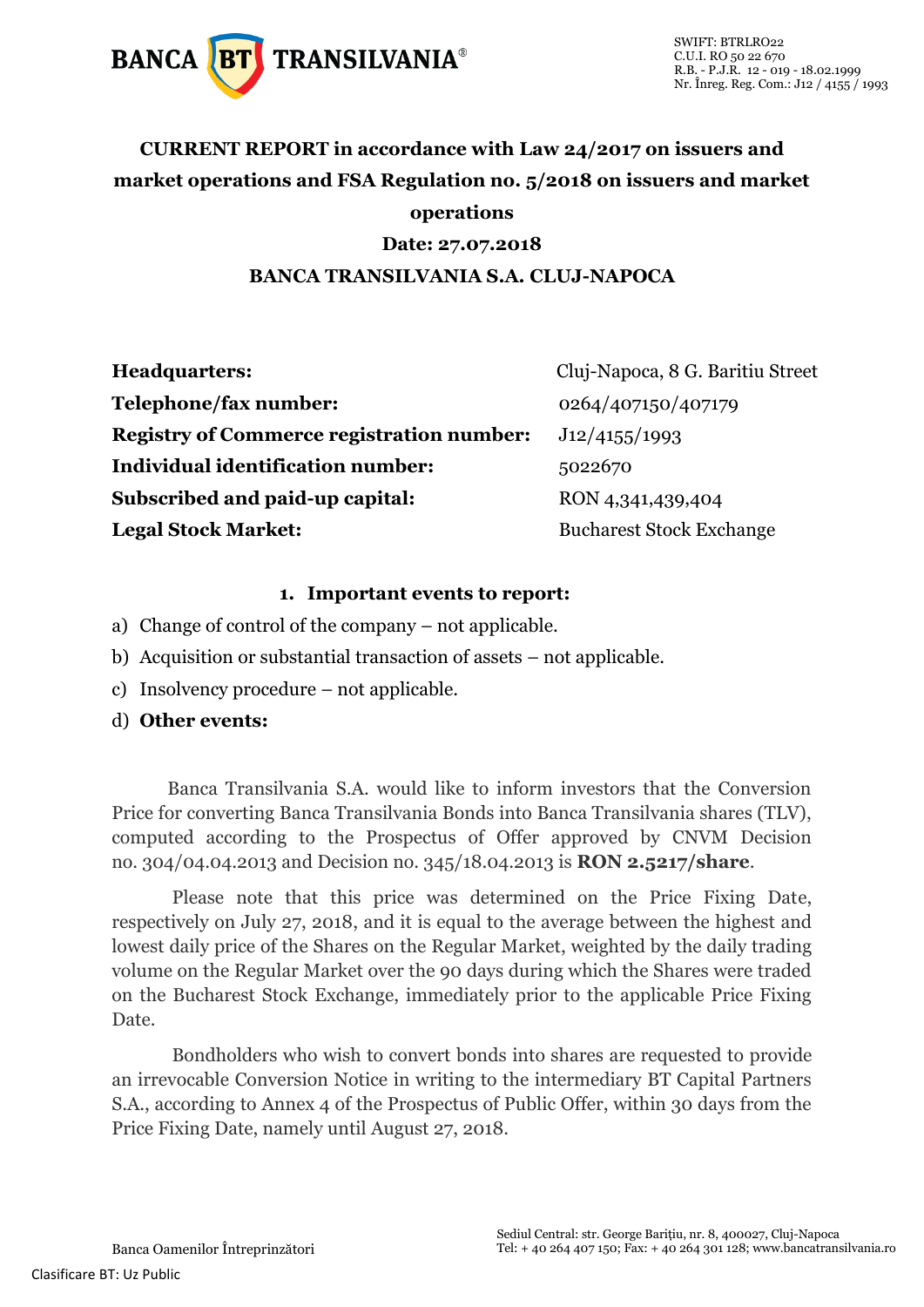**CURRENT REPORT in accordance with Law 24/2017 on issuers and market operations and FSA Regulation no. 5/2018 on issuers and market operations**

**Date: 27.07.2018**

**BANCA TRANSILVANIA S.A. CLUJ-NAPOCA**

| | |
|---|---|
| **Headquarters:** | Cluj-Napoca, 8 G. Baritiu Street |
| **Telephone/fax number:** | 0264/407150/407179 |
| **Registry of Commerce registration number:** | J12/4155/1993 |
| **Individual identification number:** | 5022670 |
| **Subscribed and paid-up capital:** | RON 4,341,439,404 |
| **Legal Stock Market:** | Bucharest Stock Exchange |

1. **Important events to report:**

a) Change of control of the company – not applicable.

b) Acquisition or substantial transaction of assets – not applicable.

c) Insolvency procedure – not applicable.

d) **Other events:**

Banca Transilvania S.A. would like to inform investors that the Conversion Price for converting Banca Transilvania Bonds into Banca Transilvania shares (TLV), computed according to the Prospectus of Offer approved by CNVM Decision no. 304/04.04.2013 and Decision no. 345/18.04.2013 is **RON 2.5217/share**.

Please note that this price was determined on the Price Fixing Date, respectively on July 27, 2018, and it is equal to the average between the highest and lowest daily price of the Shares on the Regular Market, weighted by the daily trading volume on the Regular Market over the 90 days during which the Shares were traded on the Bucharest Stock Exchange, immediately prior to the applicable Price Fixing Date.

Bondholders who wish to convert bonds into shares are requested to provide an irrevocable Conversion Notice in writing to the intermediary BT Capital Partners S.A., according to Annex 4 of the Prospectus of Public Offer, within 30 days from the Price Fixing Date, namely until August 27, 2018.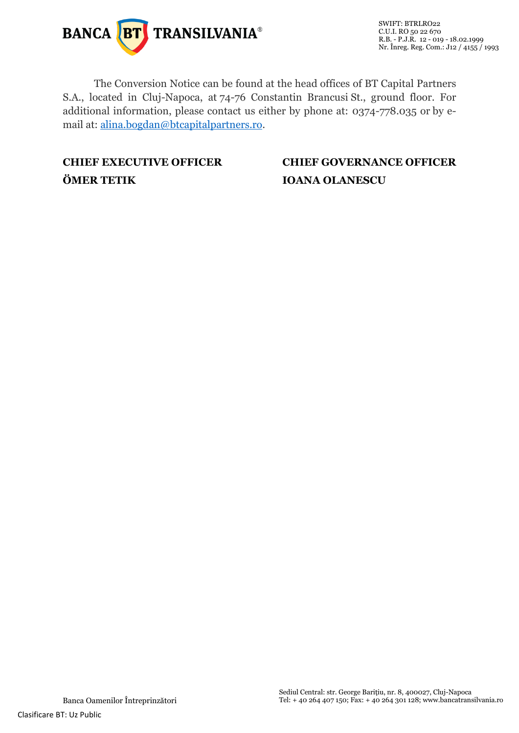The Conversion Notice can be found at the head offices of BT Capital Partners S.A., located in Cluj-Napoca, at 74-76 Constantin Brancusi St., ground floor. For additional information, please contact us either by phone at: 0374-778.035 or by e-mail at: alina.bogdan@btcapitalpartners.ro.

**CHIEF EXECUTIVE OFFICER**
**ÖMER TETIK**

**CHIEF GOVERNANCE OFFICER**
**IOANA OLANESCU**